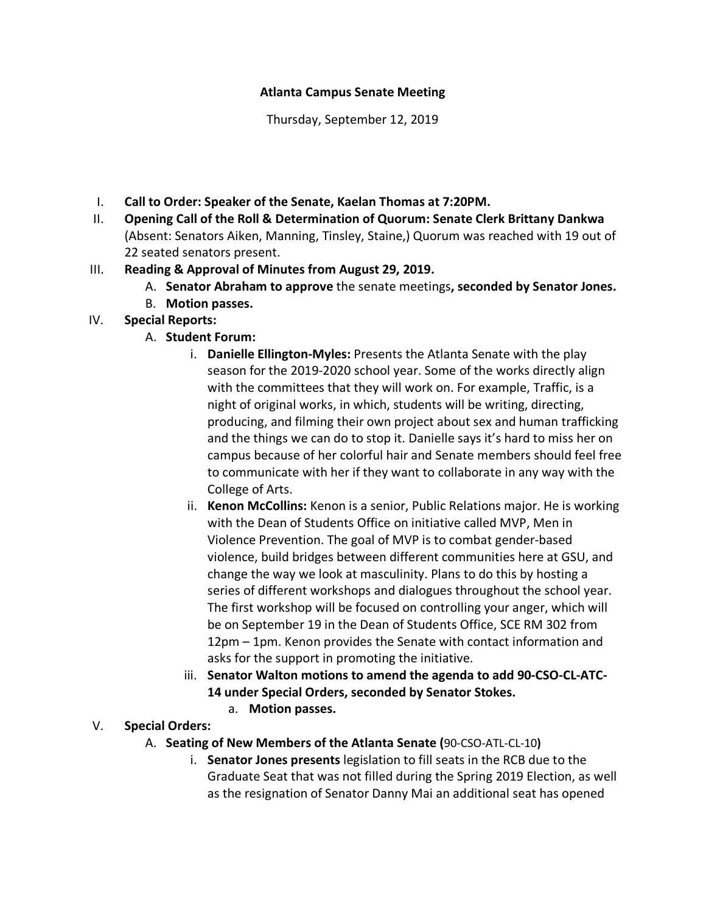**Atlanta Campus Senate Meeting**

Thursday, September 12, 2019

I. **Call to Order: Speaker of the Senate, Kaelan Thomas at 7:20PM.**

II. **Opening Call of the Roll & Determination of Quorum: Senate Clerk Brittany Dankwa** (Absent: Senators Aiken, Manning, Tinsley, Staine,) Quorum was reached with 19 out of 22 seated senators present.

III. **Reading & Approval of Minutes from August 29, 2019.**
   A. **Senator Abraham to approve** the senate meetings**, seconded by Senator Jones.**
   B. **Motion passes.**

IV. **Special Reports:**
   A. **Student Forum:**
      i. **Danielle Ellington-Myles:** Presents the Atlanta Senate with the play season for the 2019-2020 school year. Some of the works directly align with the committees that they will work on. For example, Traffic, is a night of original works, in which, students will be writing, directing, producing, and filming their own project about sex and human trafficking and the things we can do to stop it. Danielle says it's hard to miss her on campus because of her colorful hair and Senate members should feel free to communicate with her if they want to collaborate in any way with the College of Arts.
      ii. **Kenon McCollins:** Kenon is a senior, Public Relations major. He is working with the Dean of Students Office on initiative called MVP, Men in Violence Prevention. The goal of MVP is to combat gender-based violence, build bridges between different communities here at GSU, and change the way we look at masculinity. Plans to do this by hosting a series of different workshops and dialogues throughout the school year. The first workshop will be focused on controlling your anger, which will be on September 19 in the Dean of Students Office, SCE RM 302 from 12pm – 1pm. Kenon provides the Senate with contact information and asks for the support in promoting the initiative.
      iii. **Senator Walton motions to amend the agenda to add 90-CSO-CL-ATC-14 under Special Orders, seconded by Senator Stokes.**
         a. **Motion passes.**

V. **Special Orders:**
   A. **Seating of New Members of the Atlanta Senate (**90-CSO-ATL-CL-10**)**
      i. **Senator Jones presents** legislation to fill seats in the RCB due to the Graduate Seat that was not filled during the Spring 2019 Election, as well as the resignation of Senator Danny Mai an additional seat has opened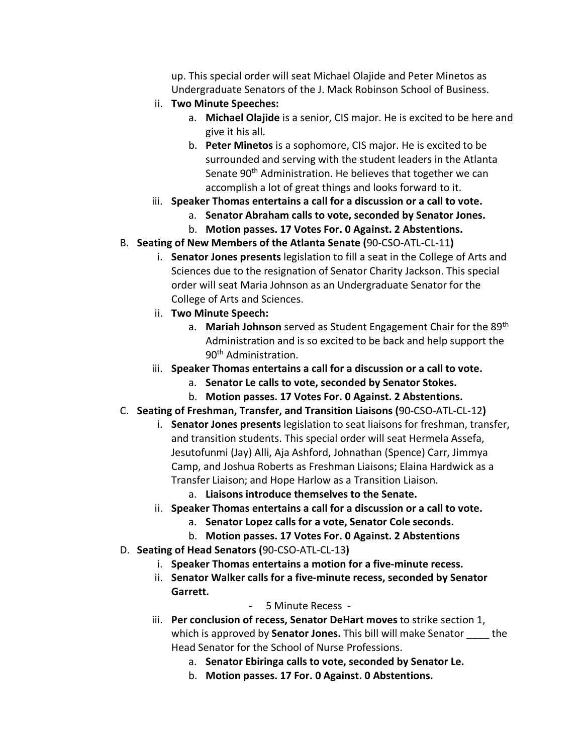up. This special order will seat Michael Olajide and Peter Minetos as Undergraduate Senators of the J. Mack Robinson School of Business.

ii. **Two Minute Speeches:**
    a. **Michael Olajide** is a senior, CIS major. He is excited to be here and give it his all.
    b. **Peter Minetos** is a sophomore, CIS major. He is excited to be surrounded and serving with the student leaders in the Atlanta Senate 90th Administration. He believes that together we can accomplish a lot of great things and looks forward to it.

iii. **Speaker Thomas entertains a call for a discussion or a call to vote.**
    a. **Senator Abraham calls to vote, seconded by Senator Jones.**
    b. **Motion passes. 17 Votes For. 0 Against. 2 Abstentions.**

B. **Seating of New Members of the Atlanta Senate (**90-CSO-ATL-CL-11**)**

i. **Senator Jones presents** legislation to fill a seat in the College of Arts and Sciences due to the resignation of Senator Charity Jackson. This special order will seat Maria Johnson as an Undergraduate Senator for the College of Arts and Sciences.

ii. **Two Minute Speech:**
    a. **Mariah Johnson** served as Student Engagement Chair for the 89th Administration and is so excited to be back and help support the 90th Administration.

iii. **Speaker Thomas entertains a call for a discussion or a call to vote.**
    a. **Senator Le calls to vote, seconded by Senator Stokes.**
    b. **Motion passes. 17 Votes For. 0 Against. 2 Abstentions.**

C. **Seating of Freshman, Transfer, and Transition Liaisons (**90-CSO-ATL-CL-12**)**

i. **Senator Jones presents** legislation to seat liaisons for freshman, transfer, and transition students. This special order will seat Hermela Assefa, Jesutofunmi (Jay) Alli, Aja Ashford, Johnathan (Spence) Carr, Jimmya Camp, and Joshua Roberts as Freshman Liaisons; Elaina Hardwick as a Transfer Liaison; and Hope Harlow as a Transition Liaison.
    a. **Liaisons introduce themselves to the Senate.**

ii. **Speaker Thomas entertains a call for a discussion or a call to vote.**
    a. **Senator Lopez calls for a vote, Senator Cole seconds.**
    b. **Motion passes. 17 Votes For. 0 Against. 2 Abstentions**

D. **Seating of Head Senators (**90-CSO-ATL-CL-13**)**

i. **Speaker Thomas entertains a motion for a five-minute recess.**

ii. **Senator Walker calls for a five-minute recess, seconded by Senator Garrett.**

- 5 Minute Recess -

iii. **Per conclusion of recess, Senator DeHart moves** to strike section 1, which is approved by **Senator Jones.** This bill will make Senator ____ the Head Senator for the School of Nurse Professions.
    a. **Senator Ebiringa calls to vote, seconded by Senator Le.**
    b. **Motion passes. 17 For. 0 Against. 0 Abstentions.**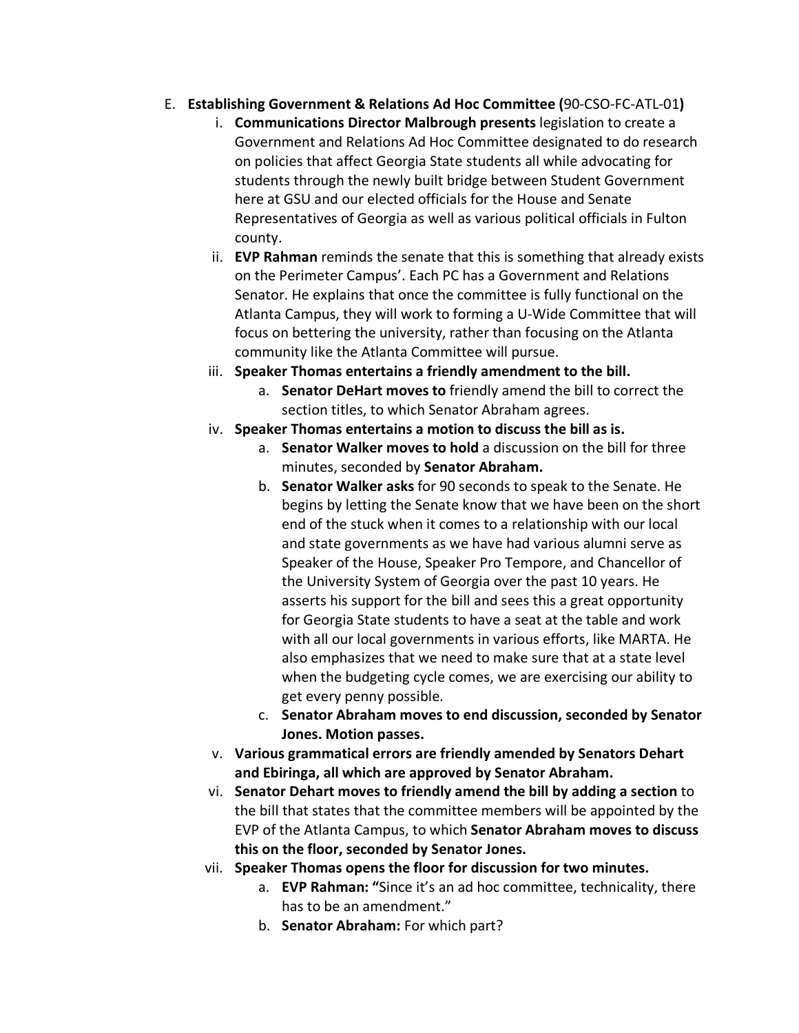E. **Establishing Government & Relations Ad Hoc Committee (**90-CSO-FC-ATL-01**)**

   i. **Communications Director Malbrough presents** legislation to create a Government and Relations Ad Hoc Committee designated to do research on policies that affect Georgia State students all while advocating for students through the newly built bridge between Student Government here at GSU and our elected officials for the House and Senate Representatives of Georgia as well as various political officials in Fulton county.

   ii. **EVP Rahman** reminds the senate that this is something that already exists on the Perimeter Campus'. Each PC has a Government and Relations Senator. He explains that once the committee is fully functional on the Atlanta Campus, they will work to forming a U-Wide Committee that will focus on bettering the university, rather than focusing on the Atlanta community like the Atlanta Committee will pursue.

   iii. **Speaker Thomas entertains a friendly amendment to the bill.**

      a. **Senator DeHart moves to** friendly amend the bill to correct the section titles, to which Senator Abraham agrees.

   iv. **Speaker Thomas entertains a motion to discuss the bill as is.**

      a. **Senator Walker moves to hold** a discussion on the bill for three minutes, seconded by **Senator Abraham.**

      b. **Senator Walker asks** for 90 seconds to speak to the Senate. He begins by letting the Senate know that we have been on the short end of the stuck when it comes to a relationship with our local and state governments as we have had various alumni serve as Speaker of the House, Speaker Pro Tempore, and Chancellor of the University System of Georgia over the past 10 years. He asserts his support for the bill and sees this a great opportunity for Georgia State students to have a seat at the table and work with all our local governments in various efforts, like MARTA. He also emphasizes that we need to make sure that at a state level when the budgeting cycle comes, we are exercising our ability to get every penny possible.

      c. **Senator Abraham moves to end discussion, seconded by Senator Jones. Motion passes.**

   v. **Various grammatical errors are friendly amended by Senators Dehart and Ebiringa, all which are approved by Senator Abraham.**

   vi. **Senator Dehart moves to friendly amend the bill by adding a section** to the bill that states that the committee members will be appointed by the EVP of the Atlanta Campus, to which **Senator Abraham moves to discuss this on the floor, seconded by Senator Jones.**

   vii. **Speaker Thomas opens the floor for discussion for two minutes.**

      a. **EVP Rahman: "**Since it's an ad hoc committee, technicality, there has to be an amendment."

      b. **Senator Abraham:** For which part?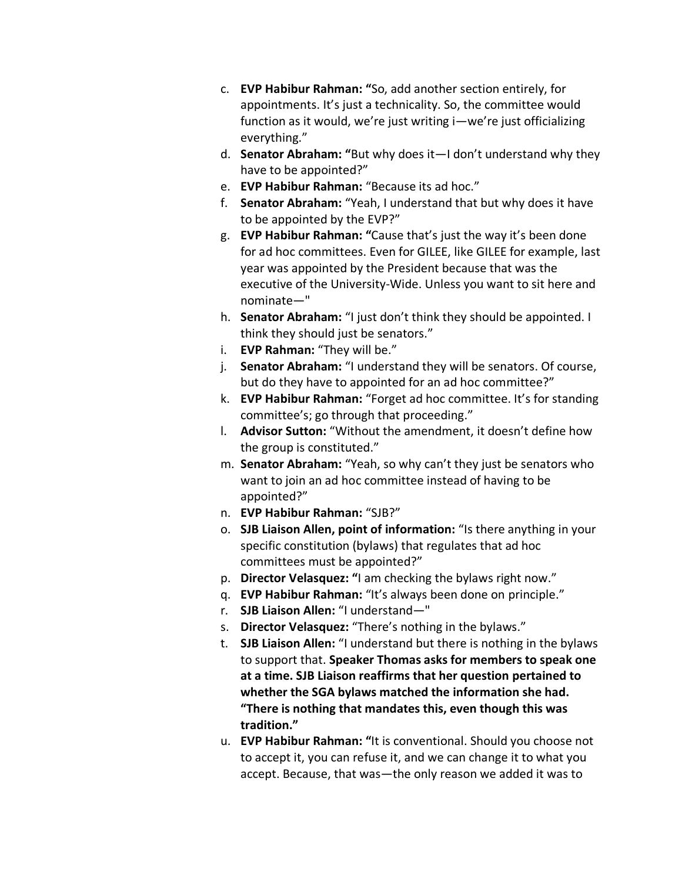c. **EVP Habibur Rahman: "**So, add another section entirely, for appointments. It's just a technicality. So, the committee would function as it would, we're just writing i—we're just officializing everything."
d. **Senator Abraham: "**But why does it—I don't understand why they have to be appointed?"
e. **EVP Habibur Rahman:** "Because its ad hoc."
f. **Senator Abraham:** "Yeah, I understand that but why does it have to be appointed by the EVP?"
g. **EVP Habibur Rahman: "**Cause that's just the way it's been done for ad hoc committees. Even for GILEE, like GILEE for example, last year was appointed by the President because that was the executive of the University-Wide. Unless you want to sit here and nominate—"
h. **Senator Abraham:** "I just don't think they should be appointed. I think they should just be senators."
i. **EVP Rahman:** "They will be."
j. **Senator Abraham:** "I understand they will be senators. Of course, but do they have to appointed for an ad hoc committee?"
k. **EVP Habibur Rahman:** "Forget ad hoc committee. It's for standing committee's; go through that proceeding."
l. **Advisor Sutton:** "Without the amendment, it doesn't define how the group is constituted."
m. **Senator Abraham:** "Yeah, so why can't they just be senators who want to join an ad hoc committee instead of having to be appointed?"
n. **EVP Habibur Rahman:** "SJB?"
o. **SJB Liaison Allen, point of information:** "Is there anything in your specific constitution (bylaws) that regulates that ad hoc committees must be appointed?"
p. **Director Velasquez: "**I am checking the bylaws right now."
q. **EVP Habibur Rahman:** "It's always been done on principle."
r. **SJB Liaison Allen:** "I understand—"
s. **Director Velasquez:** "There's nothing in the bylaws."
t. **SJB Liaison Allen:** "I understand but there is nothing in the bylaws to support that. **Speaker Thomas asks for members to speak one at a time. SJB Liaison reaffirms that her question pertained to whether the SGA bylaws matched the information she had. "There is nothing that mandates this, even though this was tradition."**
u. **EVP Habibur Rahman: "**It is conventional. Should you choose not to accept it, you can refuse it, and we can change it to what you accept. Because, that was—the only reason we added it was to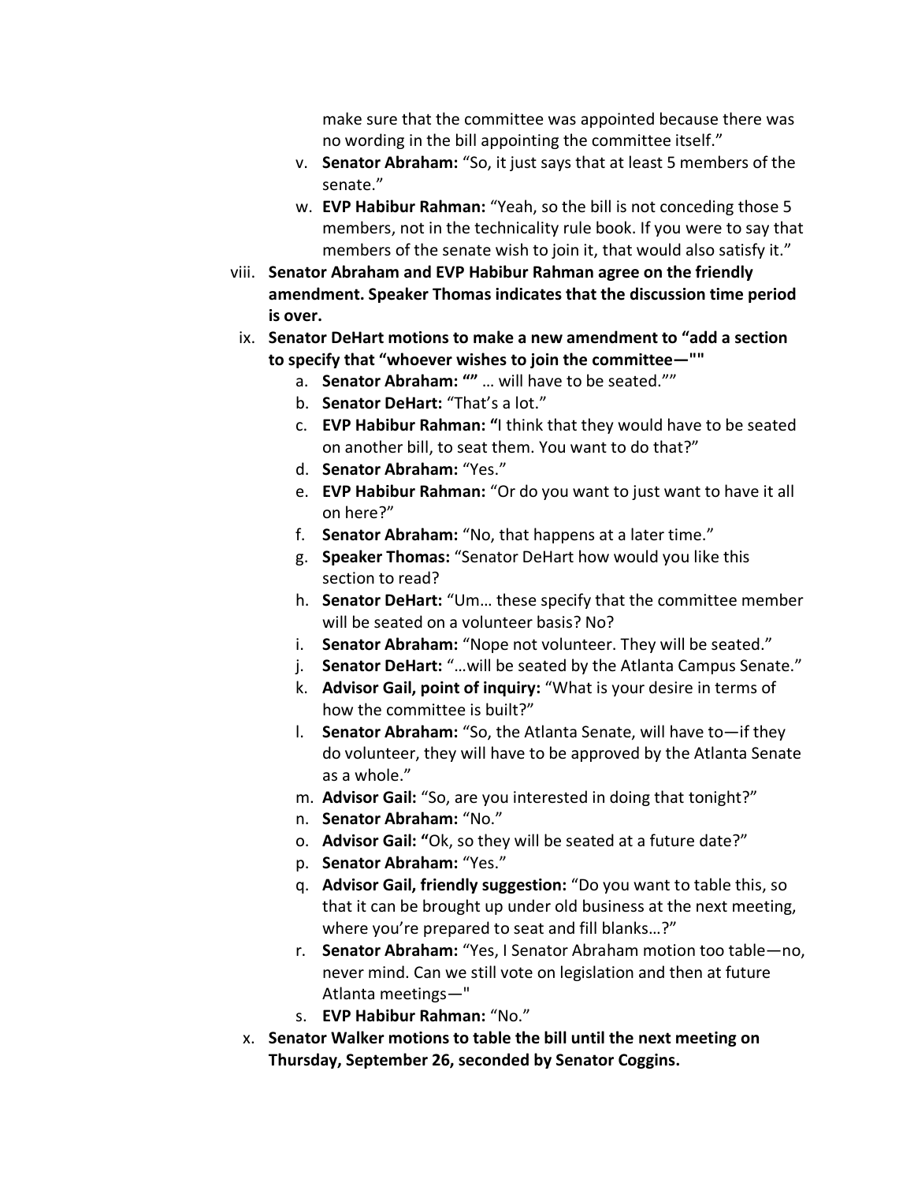make sure that the committee was appointed because there was no wording in the bill appointing the committee itself."

v. **Senator Abraham:** "So, it just says that at least 5 members of the senate."

w. **EVP Habibur Rahman:** "Yeah, so the bill is not conceding those 5 members, not in the technicality rule book. If you were to say that members of the senate wish to join it, that would also satisfy it."

viii. **Senator Abraham and EVP Habibur Rahman agree on the friendly amendment. Speaker Thomas indicates that the discussion time period is over.**

ix. **Senator DeHart motions to make a new amendment to "add a section to specify that "whoever wishes to join the committee—""**

a. **Senator Abraham: ""** … will have to be seated.""

b. **Senator DeHart:** "That's a lot."

c. **EVP Habibur Rahman: "**I think that they would have to be seated on another bill, to seat them. You want to do that?"

d. **Senator Abraham:** "Yes."

e. **EVP Habibur Rahman:** "Or do you want to just want to have it all on here?"

f. **Senator Abraham:** "No, that happens at a later time."

g. **Speaker Thomas:** "Senator DeHart how would you like this section to read?

h. **Senator DeHart:** "Um… these specify that the committee member will be seated on a volunteer basis? No?

i. **Senator Abraham:** "Nope not volunteer. They will be seated."

j. **Senator DeHart:** "…will be seated by the Atlanta Campus Senate."

k. **Advisor Gail, point of inquiry:** "What is your desire in terms of how the committee is built?"

l. **Senator Abraham:** "So, the Atlanta Senate, will have to—if they do volunteer, they will have to be approved by the Atlanta Senate as a whole."

m. **Advisor Gail:** "So, are you interested in doing that tonight?"

n. **Senator Abraham:** "No."

o. **Advisor Gail: "**Ok, so they will be seated at a future date?"

p. **Senator Abraham:** "Yes."

q. **Advisor Gail, friendly suggestion:** "Do you want to table this, so that it can be brought up under old business at the next meeting, where you're prepared to seat and fill blanks…?"

r. **Senator Abraham:** "Yes, I Senator Abraham motion too table—no, never mind. Can we still vote on legislation and then at future Atlanta meetings—"

s. **EVP Habibur Rahman:** "No."

x. **Senator Walker motions to table the bill until the next meeting on Thursday, September 26, seconded by Senator Coggins.**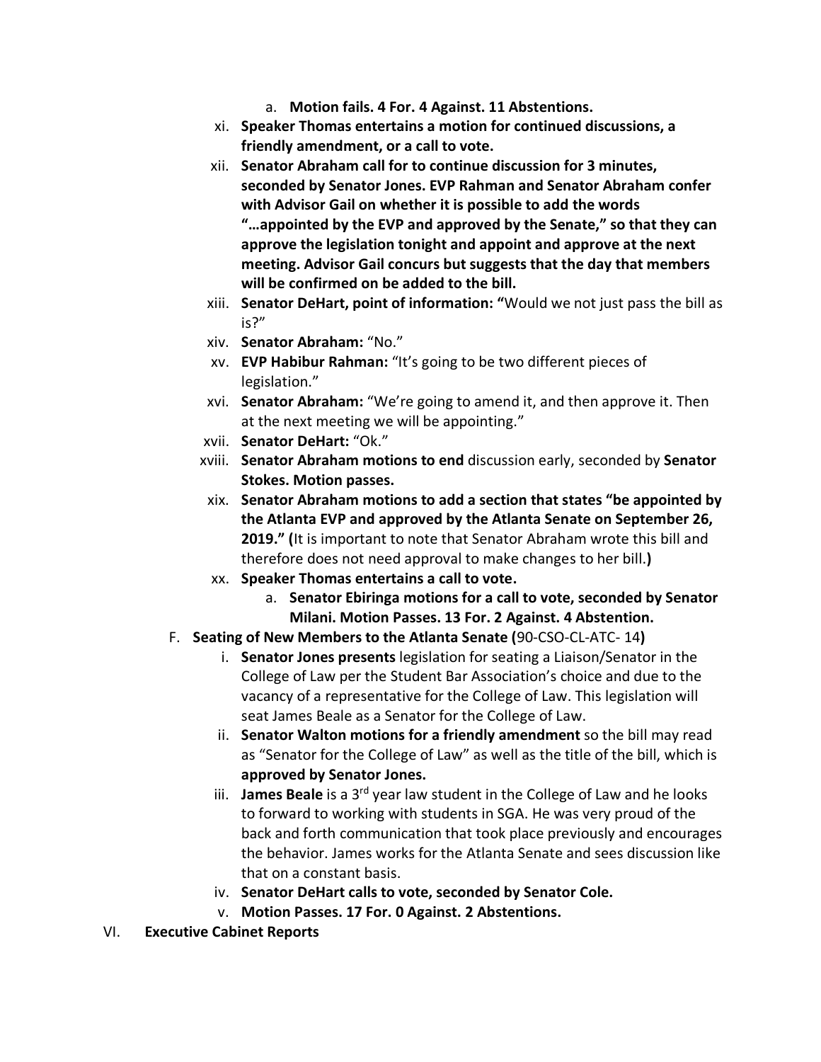a. **Motion fails. 4 For. 4 Against. 11 Abstentions.**

xi. **Speaker Thomas entertains a motion for continued discussions, a friendly amendment, or a call to vote.**

xii. **Senator Abraham call for to continue discussion for 3 minutes, seconded by Senator Jones. EVP Rahman and Senator Abraham confer with Advisor Gail on whether it is possible to add the words "…appointed by the EVP and approved by the Senate," so that they can approve the legislation tonight and appoint and approve at the next meeting. Advisor Gail concurs but suggests that the day that members will be confirmed on be added to the bill.**

xiii. **Senator DeHart, point of information: "**Would we not just pass the bill as is?"

xiv. **Senator Abraham:** "No."

xv. **EVP Habibur Rahman:** "It's going to be two different pieces of legislation."

xvi. **Senator Abraham:** "We're going to amend it, and then approve it. Then at the next meeting we will be appointing."

xvii. **Senator DeHart:** "Ok."

xviii. **Senator Abraham motions to end** discussion early, seconded by **Senator Stokes. Motion passes.**

xix. **Senator Abraham motions to add a section that states "be appointed by the Atlanta EVP and approved by the Atlanta Senate on September 26, 2019." (**It is important to note that Senator Abraham wrote this bill and therefore does not need approval to make changes to her bill.**)**

xx. **Speaker Thomas entertains a call to vote.**

  a. **Senator Ebiringa motions for a call to vote, seconded by Senator Milani. Motion Passes. 13 For. 2 Against. 4 Abstention.**

F. **Seating of New Members to the Atlanta Senate (**90-CSO-CL-ATC- 14**)**

  i. **Senator Jones presents** legislation for seating a Liaison/Senator in the College of Law per the Student Bar Association's choice and due to the vacancy of a representative for the College of Law. This legislation will seat James Beale as a Senator for the College of Law.

  ii. **Senator Walton motions for a friendly amendment** so the bill may read as "Senator for the College of Law" as well as the title of the bill, which is **approved by Senator Jones.**

  iii. **James Beale** is a 3rd year law student in the College of Law and he looks to forward to working with students in SGA. He was very proud of the back and forth communication that took place previously and encourages the behavior. James works for the Atlanta Senate and sees discussion like that on a constant basis.

  iv. **Senator DeHart calls to vote, seconded by Senator Cole.**

  v. **Motion Passes. 17 For. 0 Against. 2 Abstentions.**

VI. **Executive Cabinet Reports**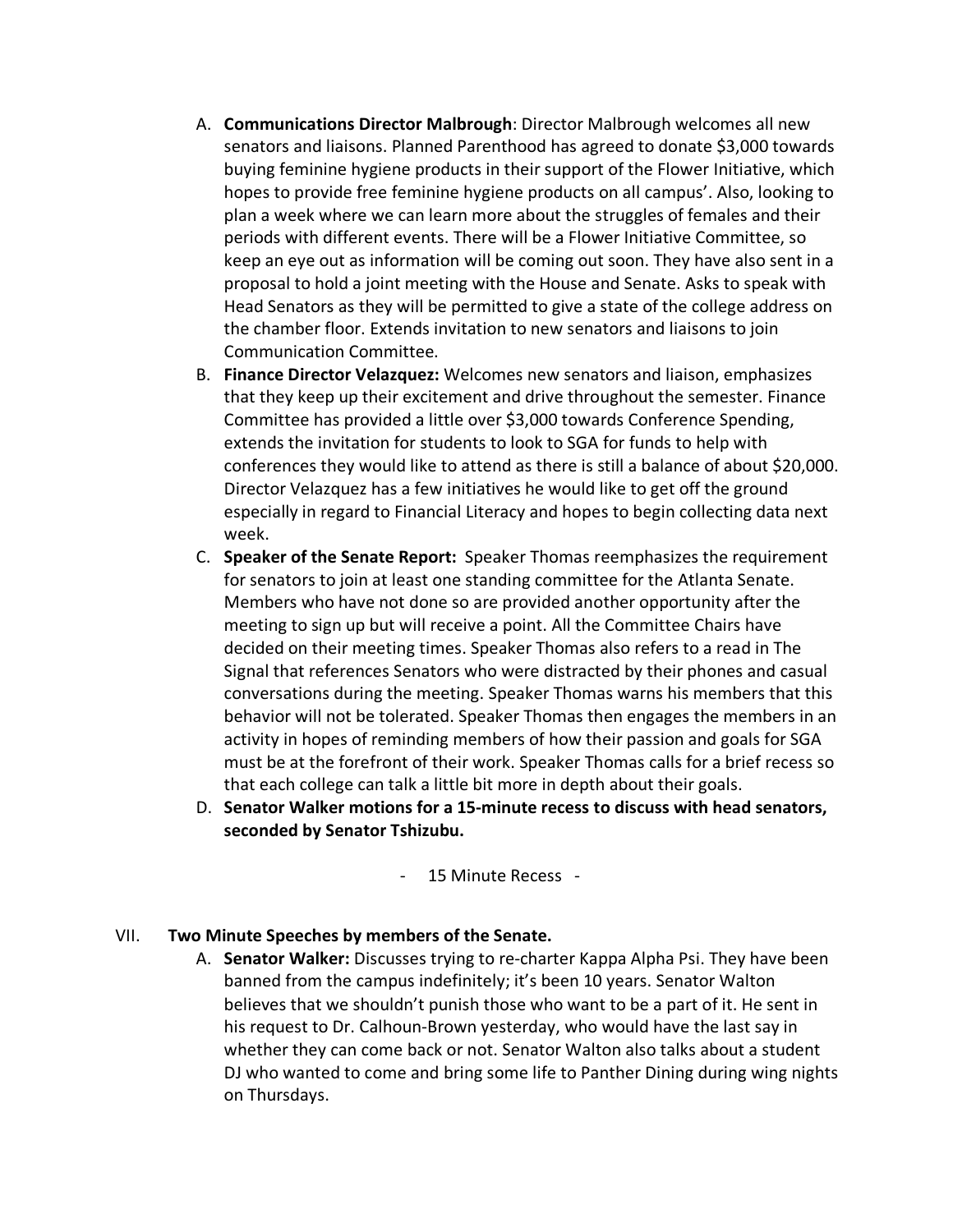A. **Communications Director Malbrough**: Director Malbrough welcomes all new senators and liaisons. Planned Parenthood has agreed to donate $3,000 towards buying feminine hygiene products in their support of the Flower Initiative, which hopes to provide free feminine hygiene products on all campus'. Also, looking to plan a week where we can learn more about the struggles of females and their periods with different events. There will be a Flower Initiative Committee, so keep an eye out as information will be coming out soon. They have also sent in a proposal to hold a joint meeting with the House and Senate. Asks to speak with Head Senators as they will be permitted to give a state of the college address on the chamber floor. Extends invitation to new senators and liaisons to join Communication Committee.

B. **Finance Director Velazquez:** Welcomes new senators and liaison, emphasizes that they keep up their excitement and drive throughout the semester. Finance Committee has provided a little over $3,000 towards Conference Spending, extends the invitation for students to look to SGA for funds to help with conferences they would like to attend as there is still a balance of about $20,000. Director Velazquez has a few initiatives he would like to get off the ground especially in regard to Financial Literacy and hopes to begin collecting data next week.

C. **Speaker of the Senate Report:** Speaker Thomas reemphasizes the requirement for senators to join at least one standing committee for the Atlanta Senate. Members who have not done so are provided another opportunity after the meeting to sign up but will receive a point. All the Committee Chairs have decided on their meeting times. Speaker Thomas also refers to a read in The Signal that references Senators who were distracted by their phones and casual conversations during the meeting. Speaker Thomas warns his members that this behavior will not be tolerated. Speaker Thomas then engages the members in an activity in hopes of reminding members of how their passion and goals for SGA must be at the forefront of their work. Speaker Thomas calls for a brief recess so that each college can talk a little bit more in depth about their goals.

D. **Senator Walker motions for a 15-minute recess to discuss with head senators, seconded by Senator Tshizubu.**

- 15 Minute Recess -

VII. **Two Minute Speeches by members of the Senate.**

A. **Senator Walker:** Discusses trying to re-charter Kappa Alpha Psi. They have been banned from the campus indefinitely; it's been 10 years. Senator Walton believes that we shouldn't punish those who want to be a part of it. He sent in his request to Dr. Calhoun-Brown yesterday, who would have the last say in whether they can come back or not. Senator Walton also talks about a student DJ who wanted to come and bring some life to Panther Dining during wing nights on Thursdays.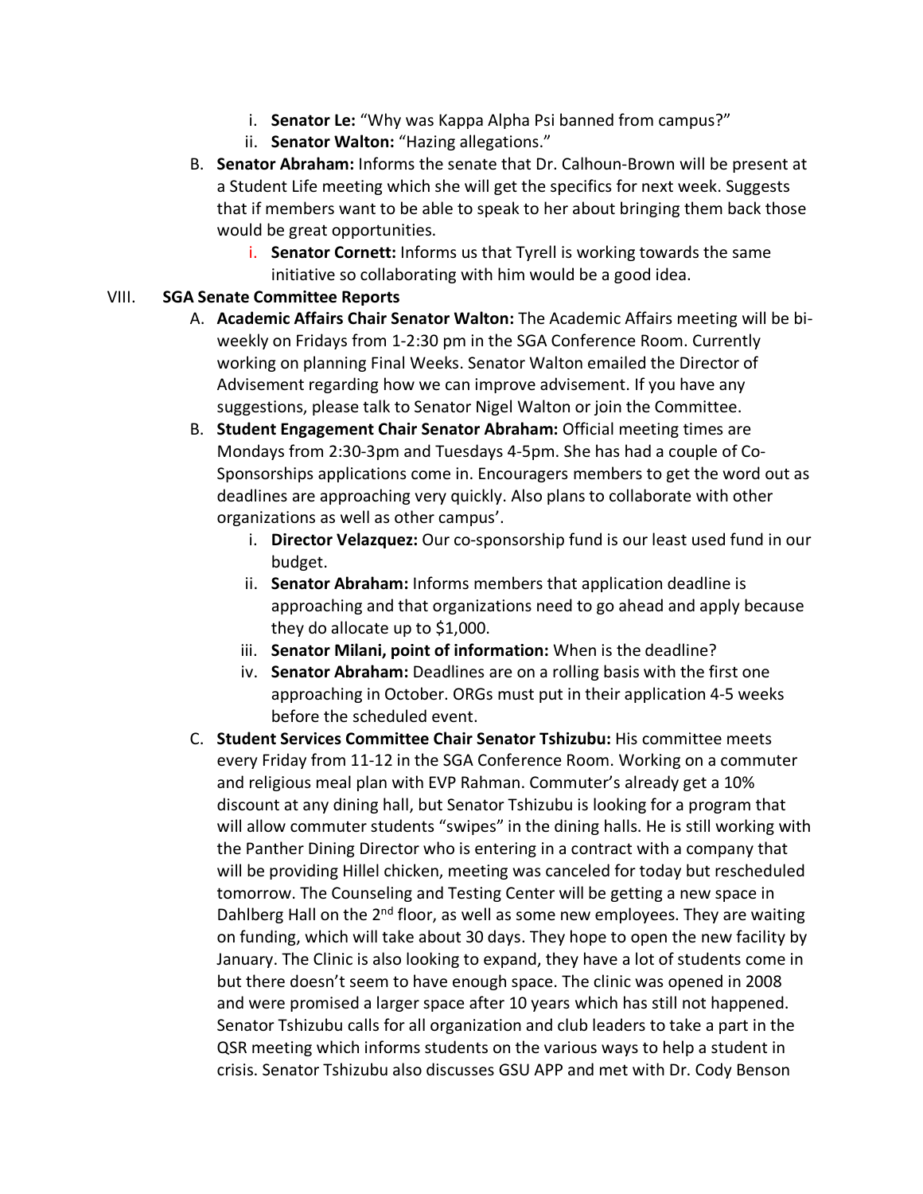i. **Senator Le:** "Why was Kappa Alpha Psi banned from campus?"
   ii. **Senator Walton:** "Hazing allegations."

B. **Senator Abraham:** Informs the senate that Dr. Calhoun-Brown will be present at a Student Life meeting which she will get the specifics for next week. Suggests that if members want to be able to speak to her about bringing them back those would be great opportunities.
   i. **Senator Cornett:** Informs us that Tyrell is working towards the same initiative so collaborating with him would be a good idea.

VIII. **SGA Senate Committee Reports**

A. **Academic Affairs Chair Senator Walton:** The Academic Affairs meeting will be bi-weekly on Fridays from 1-2:30 pm in the SGA Conference Room. Currently working on planning Final Weeks. Senator Walton emailed the Director of Advisement regarding how we can improve advisement. If you have any suggestions, please talk to Senator Nigel Walton or join the Committee.

B. **Student Engagement Chair Senator Abraham:** Official meeting times are Mondays from 2:30-3pm and Tuesdays 4-5pm. She has had a couple of Co-Sponsorships applications come in. Encouragers members to get the word out as deadlines are approaching very quickly. Also plans to collaborate with other organizations as well as other campus'.
   i. **Director Velazquez:** Our co-sponsorship fund is our least used fund in our budget.
   ii. **Senator Abraham:** Informs members that application deadline is approaching and that organizations need to go ahead and apply because they do allocate up to $1,000.
   iii. **Senator Milani, point of information:** When is the deadline?
   iv. **Senator Abraham:** Deadlines are on a rolling basis with the first one approaching in October. ORGs must put in their application 4-5 weeks before the scheduled event.

C. **Student Services Committee Chair Senator Tshizubu:** His committee meets every Friday from 11-12 in the SGA Conference Room. Working on a commuter and religious meal plan with EVP Rahman. Commuter's already get a 10% discount at any dining hall, but Senator Tshizubu is looking for a program that will allow commuter students "swipes" in the dining halls. He is still working with the Panther Dining Director who is entering in a contract with a company that will be providing Hillel chicken, meeting was canceled for today but rescheduled tomorrow. The Counseling and Testing Center will be getting a new space in Dahlberg Hall on the 2nd floor, as well as some new employees. They are waiting on funding, which will take about 30 days. They hope to open the new facility by January. The Clinic is also looking to expand, they have a lot of students come in but there doesn't seem to have enough space. The clinic was opened in 2008 and were promised a larger space after 10 years which has still not happened. Senator Tshizubu calls for all organization and club leaders to take a part in the QSR meeting which informs students on the various ways to help a student in crisis. Senator Tshizubu also discusses GSU APP and met with Dr. Cody Benson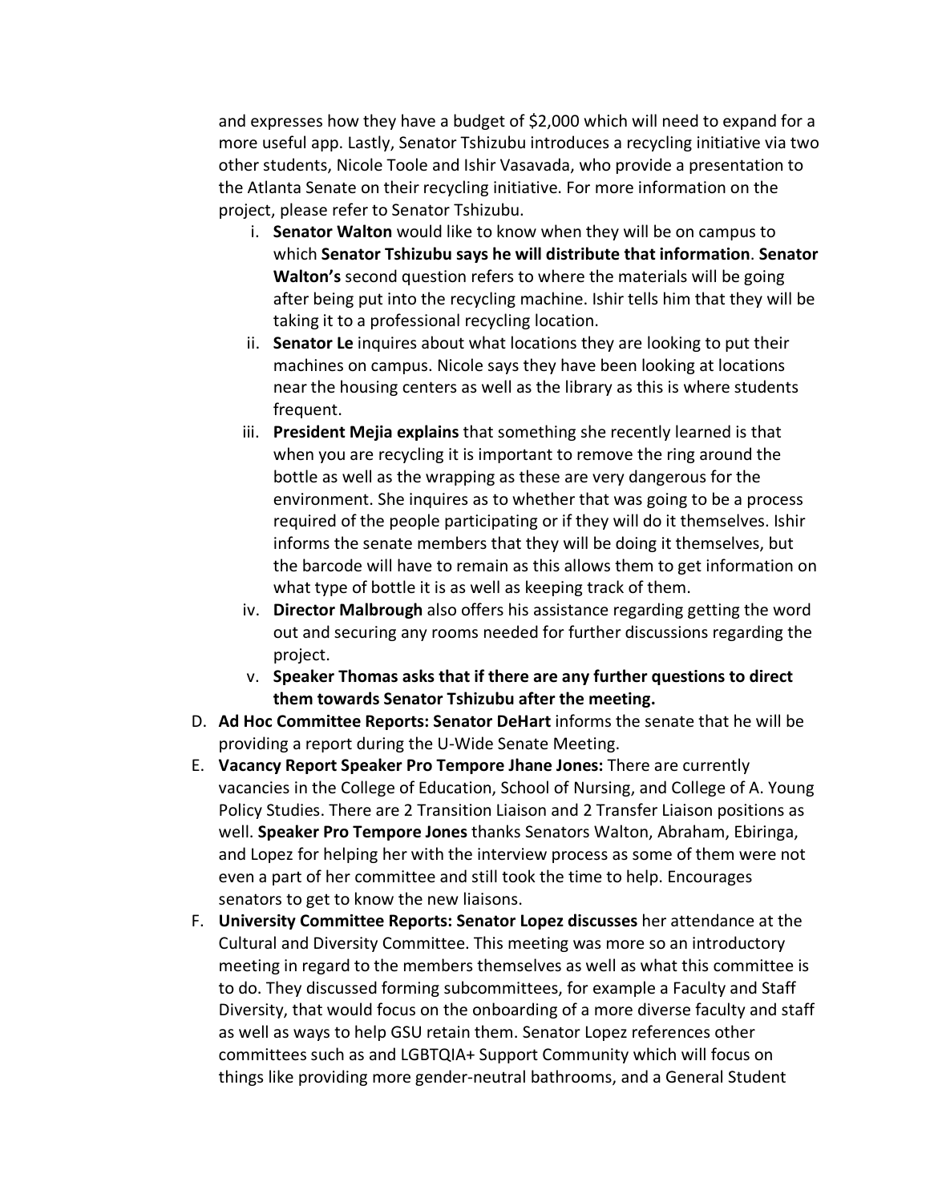and expresses how they have a budget of $2,000 which will need to expand for a more useful app. Lastly, Senator Tshizubu introduces a recycling initiative via two other students, Nicole Toole and Ishir Vasavada, who provide a presentation to the Atlanta Senate on their recycling initiative. For more information on the project, please refer to Senator Tshizubu.

i. **Senator Walton** would like to know when they will be on campus to which **Senator Tshizubu says he will distribute that information**. **Senator Walton's** second question refers to where the materials will be going after being put into the recycling machine. Ishir tells him that they will be taking it to a professional recycling location.
ii. **Senator Le** inquires about what locations they are looking to put their machines on campus. Nicole says they have been looking at locations near the housing centers as well as the library as this is where students frequent.
iii. **President Mejia explains** that something she recently learned is that when you are recycling it is important to remove the ring around the bottle as well as the wrapping as these are very dangerous for the environment. She inquires as to whether that was going to be a process required of the people participating or if they will do it themselves. Ishir informs the senate members that they will be doing it themselves, but the barcode will have to remain as this allows them to get information on what type of bottle it is as well as keeping track of them.
iv. **Director Malbrough** also offers his assistance regarding getting the word out and securing any rooms needed for further discussions regarding the project.
v. **Speaker Thomas asks that if there are any further questions to direct them towards Senator Tshizubu after the meeting.**

D. **Ad Hoc Committee Reports: Senator DeHart** informs the senate that he will be providing a report during the U-Wide Senate Meeting.

E. **Vacancy Report Speaker Pro Tempore Jhane Jones:** There are currently vacancies in the College of Education, School of Nursing, and College of A. Young Policy Studies. There are 2 Transition Liaison and 2 Transfer Liaison positions as well. **Speaker Pro Tempore Jones** thanks Senators Walton, Abraham, Ebiringa, and Lopez for helping her with the interview process as some of them were not even a part of her committee and still took the time to help. Encourages senators to get to know the new liaisons.

F. **University Committee Reports: Senator Lopez discusses** her attendance at the Cultural and Diversity Committee. This meeting was more so an introductory meeting in regard to the members themselves as well as what this committee is to do. They discussed forming subcommittees, for example a Faculty and Staff Diversity, that would focus on the onboarding of a more diverse faculty and staff as well as ways to help GSU retain them. Senator Lopez references other committees such as and LGBTQIA+ Support Community which will focus on things like providing more gender-neutral bathrooms, and a General Student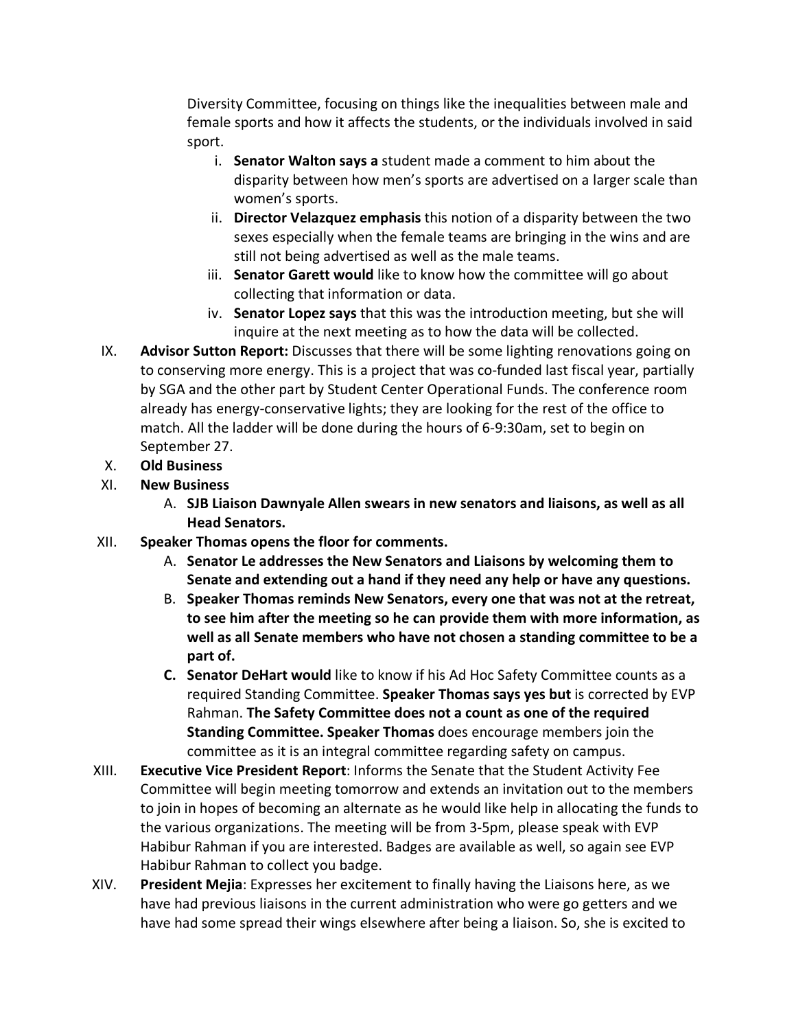Diversity Committee, focusing on things like the inequalities between male and female sports and how it affects the students, or the individuals involved in said sport.

i. **Senator Walton says a** student made a comment to him about the disparity between how men's sports are advertised on a larger scale than women's sports.
ii. **Director Velazquez emphasis** this notion of a disparity between the two sexes especially when the female teams are bringing in the wins and are still not being advertised as well as the male teams.
iii. **Senator Garett would** like to know how the committee will go about collecting that information or data.
iv. **Senator Lopez says** that this was the introduction meeting, but she will inquire at the next meeting as to how the data will be collected.

IX. **Advisor Sutton Report:** Discusses that there will be some lighting renovations going on to conserving more energy. This is a project that was co-funded last fiscal year, partially by SGA and the other part by Student Center Operational Funds. The conference room already has energy-conservative lights; they are looking for the rest of the office to match. All the ladder will be done during the hours of 6-9:30am, set to begin on September 27.

X. **Old Business**

XI. **New Business**

A. **SJB Liaison Dawnyale Allen swears in new senators and liaisons, as well as all Head Senators.**

XII. **Speaker Thomas opens the floor for comments.**

A. **Senator Le addresses the New Senators and Liaisons by welcoming them to Senate and extending out a hand if they need any help or have any questions.**
B. **Speaker Thomas reminds New Senators, every one that was not at the retreat, to see him after the meeting so he can provide them with more information, as well as all Senate members who have not chosen a standing committee to be a part of.**
C. **Senator DeHart would** like to know if his Ad Hoc Safety Committee counts as a required Standing Committee. **Speaker Thomas says yes but** is corrected by EVP Rahman. **The Safety Committee does not a count as one of the required Standing Committee. Speaker Thomas** does encourage members join the committee as it is an integral committee regarding safety on campus.

XIII. **Executive Vice President Report**: Informs the Senate that the Student Activity Fee Committee will begin meeting tomorrow and extends an invitation out to the members to join in hopes of becoming an alternate as he would like help in allocating the funds to the various organizations. The meeting will be from 3-5pm, please speak with EVP Habibur Rahman if you are interested. Badges are available as well, so again see EVP Habibur Rahman to collect you badge.

XIV. **President Mejia**: Expresses her excitement to finally having the Liaisons here, as we have had previous liaisons in the current administration who were go getters and we have had some spread their wings elsewhere after being a liaison. So, she is excited to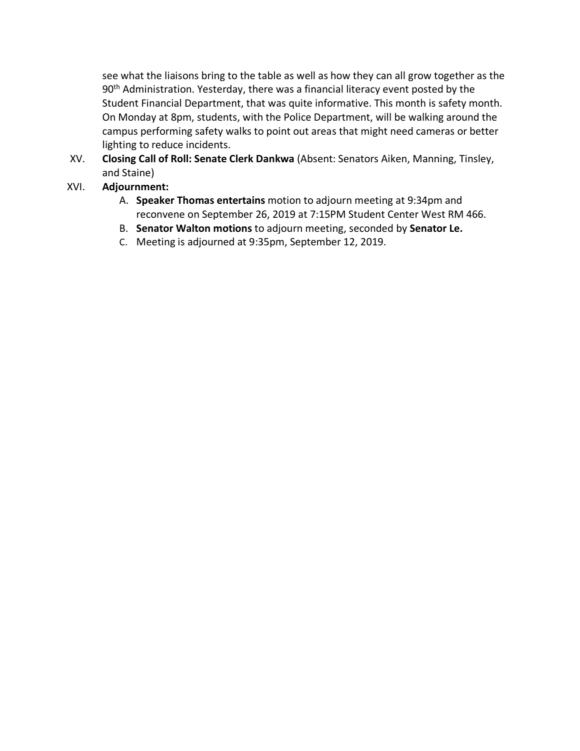see what the liaisons bring to the table as well as how they can all grow together as the 90th Administration. Yesterday, there was a financial literacy event posted by the Student Financial Department, that was quite informative. This month is safety month. On Monday at 8pm, students, with the Police Department, will be walking around the campus performing safety walks to point out areas that might need cameras or better lighting to reduce incidents.

XV. **Closing Call of Roll: Senate Clerk Dankwa** (Absent: Senators Aiken, Manning, Tinsley, and Staine)

XVI. **Adjournment:**

   A. **Speaker Thomas entertains** motion to adjourn meeting at 9:34pm and reconvene on September 26, 2019 at 7:15PM Student Center West RM 466.

   B. **Senator Walton motions** to adjourn meeting, seconded by **Senator Le.**

   C. Meeting is adjourned at 9:35pm, September 12, 2019.